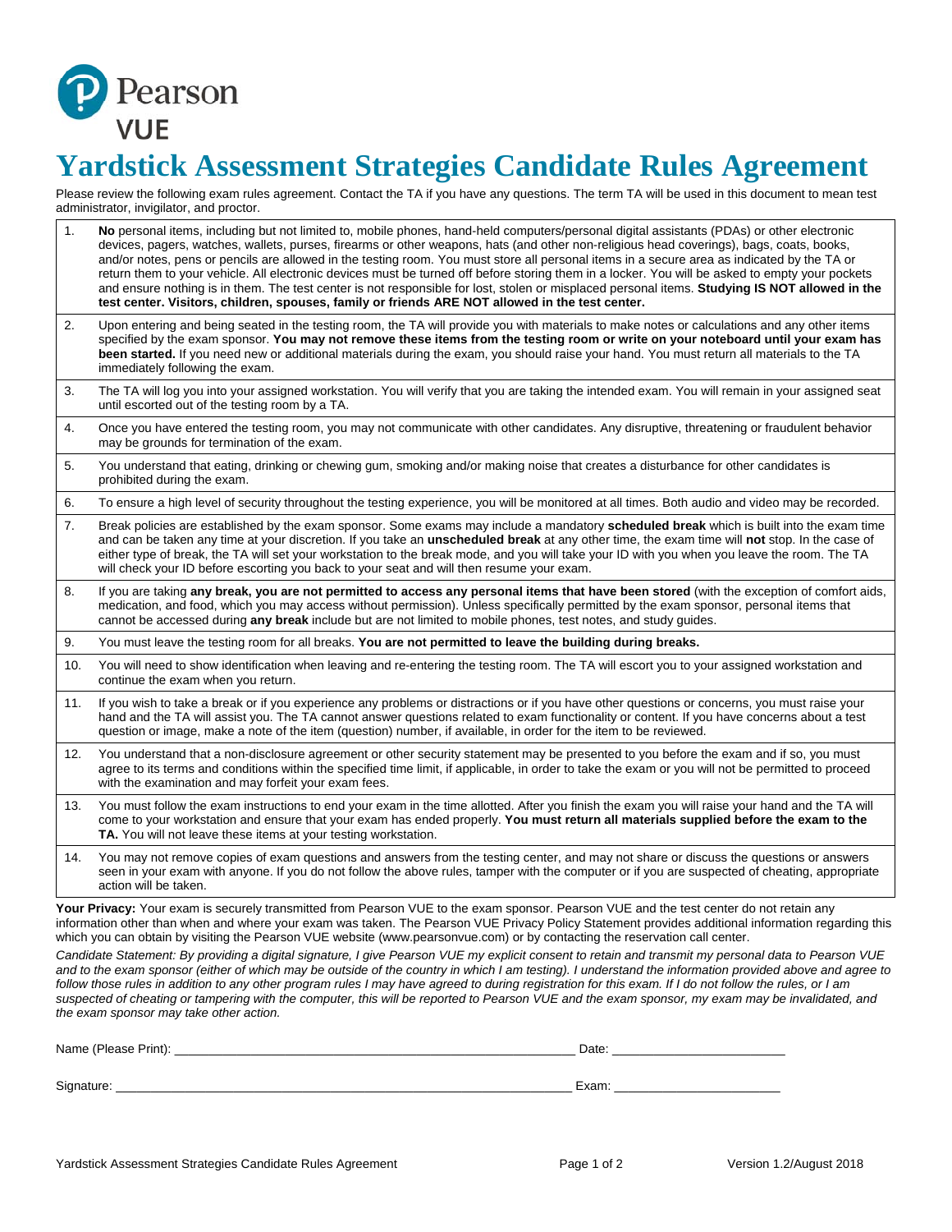Pearson VUE

# Yardstick Assessment Strategies Candidate Rules Agreement

Please review the following exam rules agreement. Contact the TA if you have any questions. The term TA will be used in this document to mean test administrator, invigilator, and proctor.

| | |
|---|---|
| 1. | **No** personal items, including but not limited to, mobile phones, hand-held computers/personal digital assistants (PDAs) or other electronic devices, pagers, watches, wallets, purses, firearms or other weapons, hats (and other non-religious head coverings), bags, coats, books, and/or notes, pens or pencils are allowed in the testing room. You must store all personal items in a secure area as indicated by the TA or return them to your vehicle. All electronic devices must be turned off before storing them in a locker. You will be asked to empty your pockets and ensure nothing is in them. The test center is not responsible for lost, stolen or misplaced personal items. **Studying IS NOT allowed in the test center. Visitors, children, spouses, family or friends ARE NOT allowed in the test center.** |
| 2. | Upon entering and being seated in the testing room, the TA will provide you with materials to make notes or calculations and any other items specified by the exam sponsor. **You may not remove these items from the testing room or write on your noteboard until your exam has been started.** If you need new or additional materials during the exam, you should raise your hand. You must return all materials to the TA immediately following the exam. |
| 3. | The TA will log you into your assigned workstation. You will verify that you are taking the intended exam. You will remain in your assigned seat until escorted out of the testing room by a TA. |
| 4. | Once you have entered the testing room, you may not communicate with other candidates. Any disruptive, threatening or fraudulent behavior may be grounds for termination of the exam. |
| 5. | You understand that eating, drinking or chewing gum, smoking and/or making noise that creates a disturbance for other candidates is prohibited during the exam. |
| 6. | To ensure a high level of security throughout the testing experience, you will be monitored at all times. Both audio and video may be recorded. |
| 7. | Break policies are established by the exam sponsor. Some exams may include a mandatory **scheduled break** which is built into the exam time and can be taken any time at your discretion. If you take an **unscheduled break** at any other time, the exam time will **not** stop. In the case of either type of break, the TA will set your workstation to the break mode, and you will take your ID with you when you leave the room. The TA will check your ID before escorting you back to your seat and will then resume your exam. |
| 8. | If you are taking **any break, you are not permitted to access any personal items that have been stored** (with the exception of comfort aids, medication, and food, which you may access without permission). Unless specifically permitted by the exam sponsor, personal items that cannot be accessed during **any break** include but are not limited to mobile phones, test notes, and study guides. |
| 9. | You must leave the testing room for all breaks. **You are not permitted to leave the building during breaks.** |
| 10. | You will need to show identification when leaving and re-entering the testing room. The TA will escort you to your assigned workstation and continue the exam when you return. |
| 11. | If you wish to take a break or if you experience any problems or distractions or if you have other questions or concerns, you must raise your hand and the TA will assist you. The TA cannot answer questions related to exam functionality or content. If you have concerns about a test question or image, make a note of the item (question) number, if available, in order for the item to be reviewed. |
| 12. | You understand that a non-disclosure agreement or other security statement may be presented to you before the exam and if so, you must agree to its terms and conditions within the specified time limit, if applicable, in order to take the exam or you will not be permitted to proceed with the examination and may forfeit your exam fees. |
| 13. | You must follow the exam instructions to end your exam in the time allotted. After you finish the exam you will raise your hand and the TA will come to your workstation and ensure that your exam has ended properly. **You must return all materials supplied before the exam to the TA.** You will not leave these items at your testing workstation. |
| 14. | You may not remove copies of exam questions and answers from the testing center, and may not share or discuss the questions or answers seen in your exam with anyone. If you do not follow the above rules, tamper with the computer or if you are suspected of cheating, appropriate action will be taken. |

**Your Privacy:** Your exam is securely transmitted from Pearson VUE to the exam sponsor. Pearson VUE and the test center do not retain any information other than when and where your exam was taken. The Pearson VUE Privacy Policy Statement provides additional information regarding this which you can obtain by visiting the Pearson VUE website (www.pearsonvue.com) or by contacting the reservation call center.

*Candidate Statement: By providing a digital signature, I give Pearson VUE my explicit consent to retain and transmit my personal data to Pearson VUE and to the exam sponsor (either of which may be outside of the country in which I am testing). I understand the information provided above and agree to follow those rules in addition to any other program rules I may have agreed to during registration for this exam. If I do not follow the rules, or I am suspected of cheating or tampering with the computer, this will be reported to Pearson VUE and the exam sponsor, my exam may be invalidated, and the exam sponsor may take other action.*

Name (Please Print): ______________________________ Date: ________________

Signature: ______________________________ Exam: ________________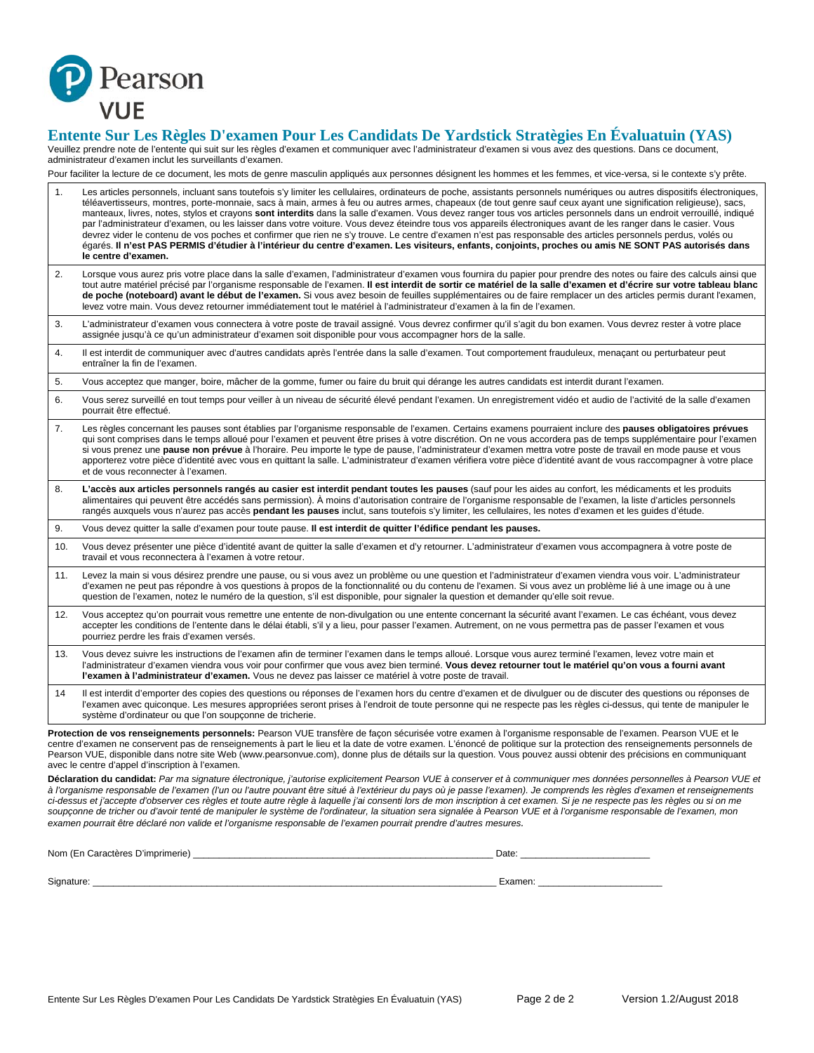Pearson VUE

# Entente Sur Les Règles D'examen Pour Les Candidats De Yardstick Stratègies En Évaluatuin (YAS)

Veuillez prendre note de l'entente qui suit sur les règles d'examen et communiquer avec l'administrateur d'examen si vous avez des questions. Dans ce document, administrateur d'examen inclut les surveillants d'examen.

Pour faciliter la lecture de ce document, les mots de genre masculin appliqués aux personnes désignent les hommes et les femmes, et vice-versa, si le contexte s'y prête.

| | |
|---|---|
| 1. | Les articles personnels, incluant sans toutefois s'y limiter les cellulaires, ordinateurs de poche, assistants personnels numériques ou autres dispositifs électroniques, téléavertisseurs, montres, porte-monnaie, sacs à main, armes à feu ou autres armes, chapeaux (de tout genre sauf ceux ayant une signification religieuse), sacs, manteaux, livres, notes, stylos et crayons **sont interdits** dans la salle d'examen. Vous devez ranger tous vos articles personnels dans un endroit verrouillé, indiqué par l'administrateur d'examen, ou les laisser dans votre voiture. Vous devez éteindre tous vos appareils électroniques avant de les ranger dans le casier. Vous devrez vider le contenu de vos poches et confirmer que rien ne s'y trouve. Le centre d'examen n'est pas responsable des articles personnels perdus, volés ou égarés. **Il n'est PAS PERMIS d'étudier à l'intérieur du centre d'examen. Les visiteurs, enfants, conjoints, proches ou amis NE SONT PAS autorisés dans le centre d'examen.** |
| 2. | Lorsque vous aurez pris votre place dans la salle d'examen, l'administrateur d'examen vous fournira du papier pour prendre des notes ou faire des calculs ainsi que tout autre matériel précisé par l'organisme responsable de l'examen. **Il est interdit de sortir ce matériel de la salle d'examen et d'écrire sur votre tableau blanc de poche (noteboard) avant le début de l'examen.** Si vous avez besoin de feuilles supplémentaires ou de faire remplacer un des articles permis durant l'examen, levez votre main. Vous devez retourner immédiatement tout le matériel à l'administrateur d'examen à la fin de l'examen. |
| 3. | L'administrateur d'examen vous connectera à votre poste de travail assigné. Vous devrez confirmer qu'il s'agit du bon examen. Vous devrez rester à votre place assignée jusqu'à ce qu'un administrateur d'examen soit disponible pour vous accompagner hors de la salle. |
| 4. | Il est interdit de communiquer avec d'autres candidats après l'entrée dans la salle d'examen. Tout comportement frauduleux, menaçant ou perturbateur peut entraîner la fin de l'examen. |
| 5. | Vous acceptez que manger, boire, mâcher de la gomme, fumer ou faire du bruit qui dérange les autres candidats est interdit durant l'examen. |
| 6. | Vous serez surveillé en tout temps pour veiller à un niveau de sécurité élevé pendant l'examen. Un enregistrement vidéo et audio de l'activité de la salle d'examen pourrait être effectué. |
| 7. | Les règles concernant les pauses sont établies par l'organisme responsable de l'examen. Certains examens pourraient inclure des **pauses obligatoires prévues** qui sont comprises dans le temps alloué pour l'examen et peuvent être prises à votre discrétion. On ne vous accordera pas de temps supplémentaire pour l'examen si vous prenez une **pause non prévue** à l'horaire. Peu importe le type de pause, l'administrateur d'examen mettra votre poste de travail en mode pause et vous apporterez votre pièce d'identité avec vous en quittant la salle. L'administrateur d'examen vérifiera votre pièce d'identité avant de vous raccompagner à votre place et de vous reconnecter à l'examen. |
| 8. | **L'accès aux articles personnels rangés au casier est interdit pendant toutes les pauses** (sauf pour les aides au confort, les médicaments et les produits alimentaires qui peuvent être accédés sans permission). À moins d'autorisation contraire de l'organisme responsable de l'examen, la liste d'articles personnels rangés auxquels vous n'aurez pas accès **pendant les pauses** inclut, sans toutefois s'y limiter, les cellulaires, les notes d'examen et les guides d'étude. |
| 9. | Vous devez quitter la salle d'examen pour toute pause. **Il est interdit de quitter l'édifice pendant les pauses.** |
| 10. | Vous devez présenter une pièce d'identité avant de quitter la salle d'examen et d'y retourner. L'administrateur d'examen vous accompagnera à votre poste de travail et vous reconnectera à l'examen à votre retour. |
| 11. | Levez la main si vous désirez prendre une pause, ou si vous avez un problème ou une question et l'administrateur d'examen viendra vous voir. L'administrateur d'examen ne peut pas répondre à vos questions à propos de la fonctionnalité ou du contenu de l'examen. Si vous avez un problème lié à une image ou à une question de l'examen, notez le numéro de la question, s'il est disponible, pour signaler la question et demander qu'elle soit revue. |
| 12. | Vous acceptez qu'on pourrait vous remettre une entente de non-divulgation ou une entente concernant la sécurité avant l'examen. Le cas échéant, vous devez accepter les conditions de l'entente dans le délai établi, s'il y a lieu, pour passer l'examen. Autrement, on ne vous permettra pas de passer l'examen et vous pourriez perdre les frais d'examen versés. |
| 13. | Vous devez suivre les instructions de l'examen afin de terminer l'examen dans le temps alloué. Lorsque vous aurez terminé l'examen, levez votre main et l'administrateur d'examen viendra vous voir pour confirmer que vous avez bien terminé. **Vous devez retourner tout le matériel qu'on vous a fourni avant l'examen à l'administrateur d'examen.** Vous ne devez pas laisser ce matériel à votre poste de travail. |
| 14 | Il est interdit d'emporter des copies des questions ou réponses de l'examen hors du centre d'examen et de divulguer ou de discuter des questions ou réponses de l'examen avec quiconque. Les mesures appropriées seront prises à l'endroit de toute personne qui ne respecte pas les règles ci-dessus, qui tente de manipuler le système d'ordinateur ou que l'on soupçonne de tricherie. |

**Protection de vos renseignements personnels:** Pearson VUE transfère de façon sécurisée votre examen à l'organisme responsable de l'examen. Pearson VUE et le centre d'examen ne conservent pas de renseignements à part le lieu et la date de votre examen. L'énoncé de politique sur la protection des renseignements personnels de Pearson VUE, disponible dans notre site Web (www.pearsonvue.com), donne plus de détails sur la question. Vous pouvez aussi obtenir des précisions en communiquant avec le centre d'appel d'inscription à l'examen.

**Déclaration du candidat:** *Par ma signature électronique, j'autorise explicitement Pearson VUE à conserver et à communiquer mes données personnelles à Pearson VUE et à l'organisme responsable de l'examen (l'un ou l'autre pouvant être situé à l'extérieur du pays où je passe l'examen). Je comprends les règles d'examen et renseignements ci-dessus et j'accepte d'observer ces règles et toute autre règle à laquelle j'ai consenti lors de mon inscription à cet examen. Si je ne respecte pas les règles ou si on me soupçonne de tricher ou d'avoir tenté de manipuler le système de l'ordinateur, la situation sera signalée à Pearson VUE et à l'organisme responsable de l'examen, mon examen pourrait être déclaré non valide et l'organisme responsable de l'examen pourrait prendre d'autres mesures.*

Nom (En Caractères D'imprimerie) ____________________________________________ Date: ______________________

Signature: ______________________________________________________________ Examen: ______________________